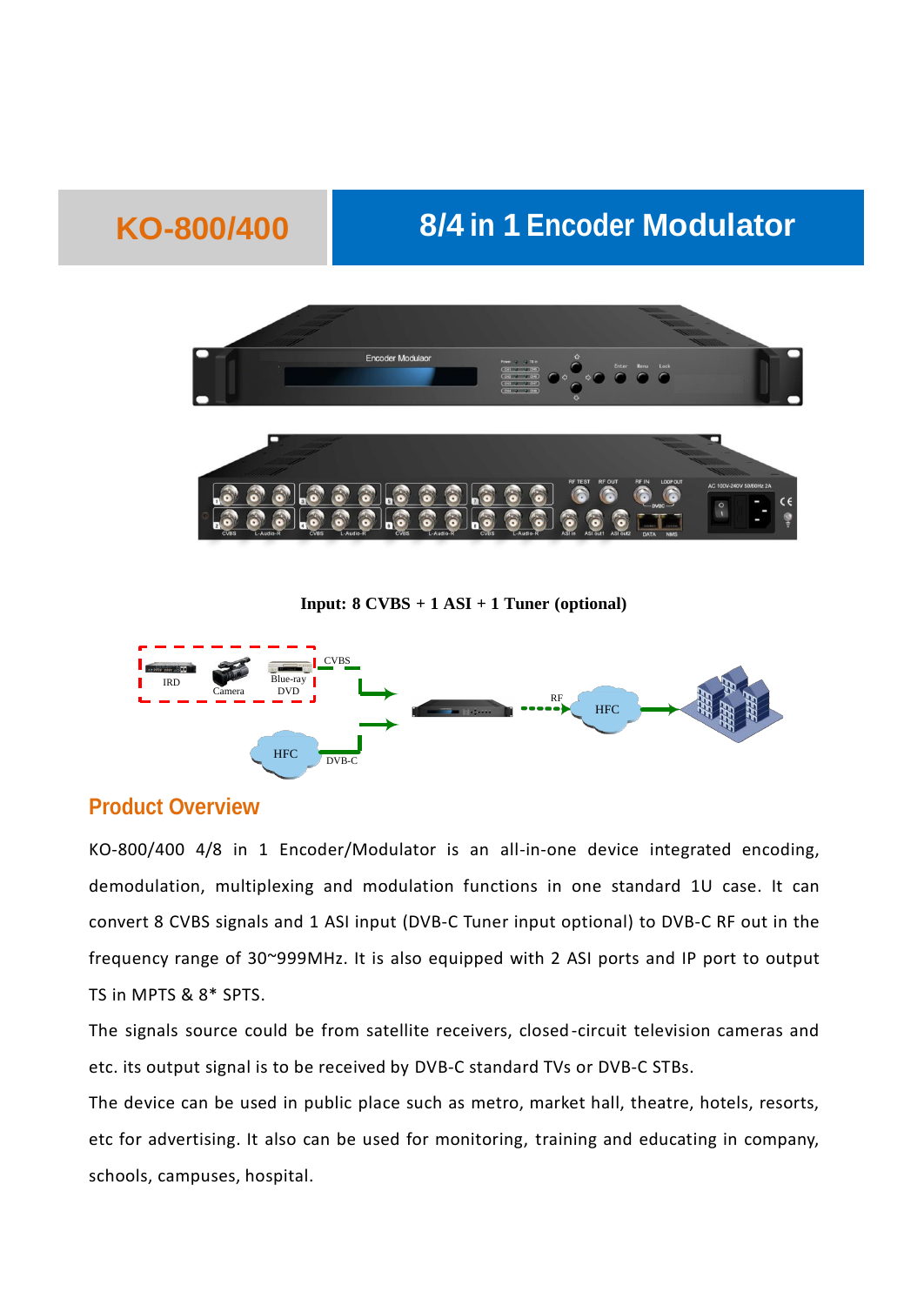# KO-800/400

## 8/4 in 1 Encoder Modulator

**Input: 8 CVBS + 1 ASI + 1 Tuner (optional)**

## Product Overview

KO-800/400 4/8 in 1 Encoder/Modulator is an all-in-one device integrated encoding, demodulation, multiplexing and modulation functions in one standard 1U case. It can convert 8 CVBS signals and 1 ASI input (DVB-C Tuner input optional) to DVB-C RF out in the frequency range of 30~999MHz. It is also equipped with 2 ASI ports and IP port to output TS in MPTS & 8* SPTS.

The signals source could be from satellite receivers, closed-circuit television cameras and etc. its output signal is to be received by DVB-C standard TVs or DVB-C STBs.

The device can be used in public place such as metro, market hall, theatre, hotels, resorts, etc for advertising. It also can be used for monitoring, training and educating in company, schools, campuses, hospital.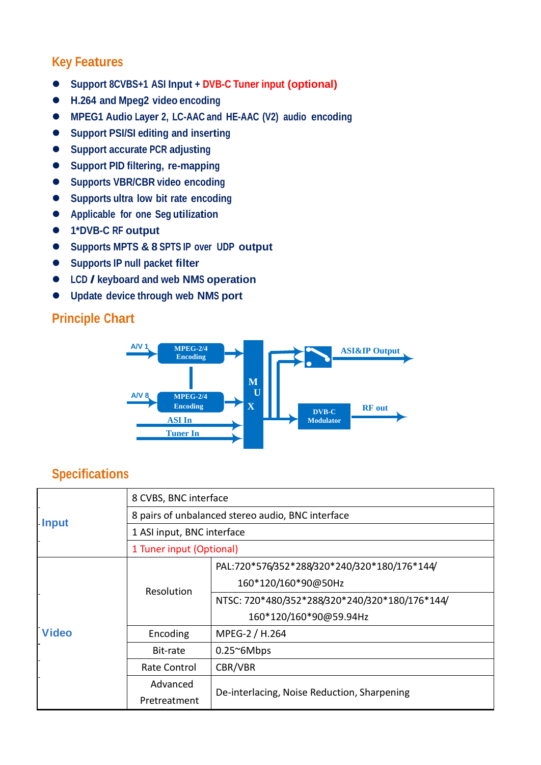## Key Features

- Support 8CVBS+1 ASI Input + DVB-C Tuner input (optional)
- H.264 and Mpeg2 video encoding
- MPEG1 Audio Layer 2, LC-AAC and HE-AAC (V2) audio encoding
- Support PSI/SI editing and inserting
- Support accurate PCR adjusting
- Support PID filtering, re-mapping
- Supports VBR/CBR video encoding
- Supports ultra low bit rate encoding
- Applicable for one Seg utilization
- 1*DVB-C RF output
- Supports MPTS & 8 SPTS IP over UDP output
- Supports IP null packet filter
- LCD / keyboard and web NMS operation
- Update device through web NMS port

## Principle Chart

A/V 1 → MPEG-2/4 Encoding → MUX
A/V 8 → MPEG-2/4 Encoding → MUX
ASI In → MUX
Tuner In → MUX
MUX → ASI&IP Output
MUX → DVB-C Modulator → RF out

## Specifications

| | | |
|---|---|---|
| Input | 8 CVBS, BNC interface | |
| | 8 pairs of unbalanced stereo audio, BNC interface | |
| | 1 ASI input, BNC interface | |
| | 1 Tuner input (Optional) | |
| Video | Resolution | PAL:720*576/352*288/320*240/320*180/176*144/ 160*120/160*90@50Hz |
| | | NTSC: 720*480/352*288/320*240/320*180/176*144/ 160*120/160*90@59.94Hz |
| | Encoding | MPEG-2 / H.264 |
| | Bit-rate | 0.25~6Mbps |
| | Rate Control | CBR/VBR |
| | Advanced Pretreatment | De-interlacing, Noise Reduction, Sharpening |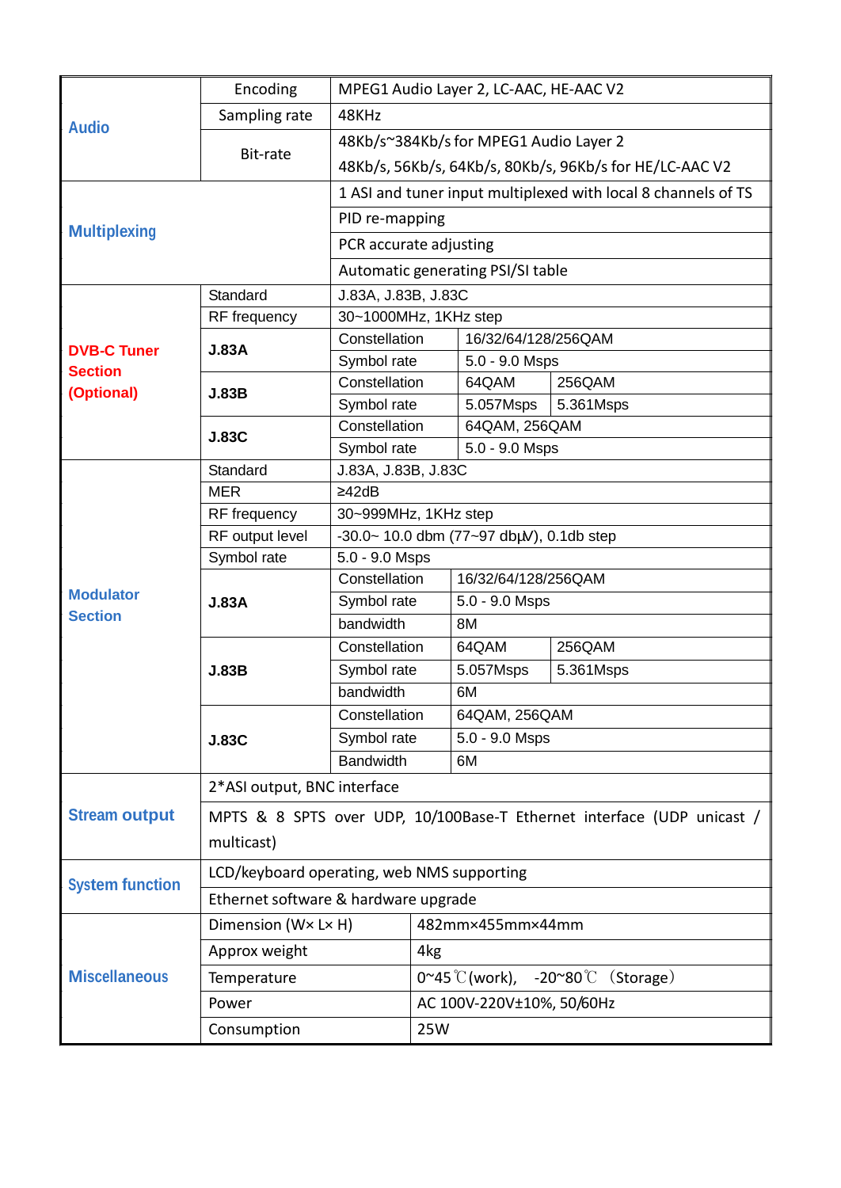| | | | | |
|---|---|---|---|---|
| **Audio** | Encoding | MPEG1 Audio Layer 2, LC-AAC, HE-AAC V2 | | |
| | Sampling rate | 48KHz | | |
| | Bit-rate | 48Kb/s~384Kb/s for MPEG1 Audio Layer 2<br>48Kb/s, 56Kb/s, 64Kb/s, 80Kb/s, 96Kb/s for HE/LC-AAC V2 | | |
| **Multiplexing** | | 1 ASI and tuner input multiplexed with local 8 channels of TS | | |
| | | PID re-mapping | | |
| | | PCR accurate adjusting | | |
| | | Automatic generating PSI/SI table | | |
| **DVB-C Tuner Section (Optional)** | Standard | J.83A, J.83B, J.83C | | |
| | RF frequency | 30~1000MHz, 1KHz step | | |
| | **J.83A** | Constellation | 16/32/64/128/256QAM | |
| | | Symbol rate | 5.0 - 9.0 Msps | |
| | **J.83B** | Constellation | 64QAM | 256QAM |
| | | Symbol rate | 5.057Msps | 5.361Msps |
| | **J.83C** | Constellation | 64QAM, 256QAM | |
| | | Symbol rate | 5.0 - 9.0 Msps | |
| **Modulator Section** | Standard | J.83A, J.83B, J.83C | | |
| | MER | ≥42dB | | |
| | RF frequency | 30~999MHz, 1KHz step | | |
| | RF output level | -30.0~ 10.0 dbm (77~97 dbμV), 0.1db step | | |
| | Symbol rate | 5.0 - 9.0 Msps | | |
| | **J.83A** | Constellation | 16/32/64/128/256QAM | |
| | | Symbol rate | 5.0 - 9.0 Msps | |
| | | bandwidth | 8M | |
| | **J.83B** | Constellation | 64QAM | 256QAM |
| | | Symbol rate | 5.057Msps | 5.361Msps |
| | | bandwidth | 6M | |
| | **J.83C** | Constellation | 64QAM, 256QAM | |
| | | Symbol rate | 5.0 - 9.0 Msps | |
| | | Bandwidth | 6M | |
| **Stream output** | 2*ASI output, BNC interface | | | |
| | MPTS & 8 SPTS over UDP, 10/100Base-T Ethernet interface (UDP unicast / multicast) | | | |
| **System function** | LCD/keyboard operating, web NMS supporting | | | |
| | Ethernet software & hardware upgrade | | | |
| **Miscellaneous** | Dimension (W× L× H) | 482mm×455mm×44mm | | |
| | Approx weight | 4kg | | |
| | Temperature | 0~45℃(work), -20~80℃ (Storage) | | |
| | Power | AC 100V-220V±10%, 50/60Hz | | |
| | Consumption | 25W | | |